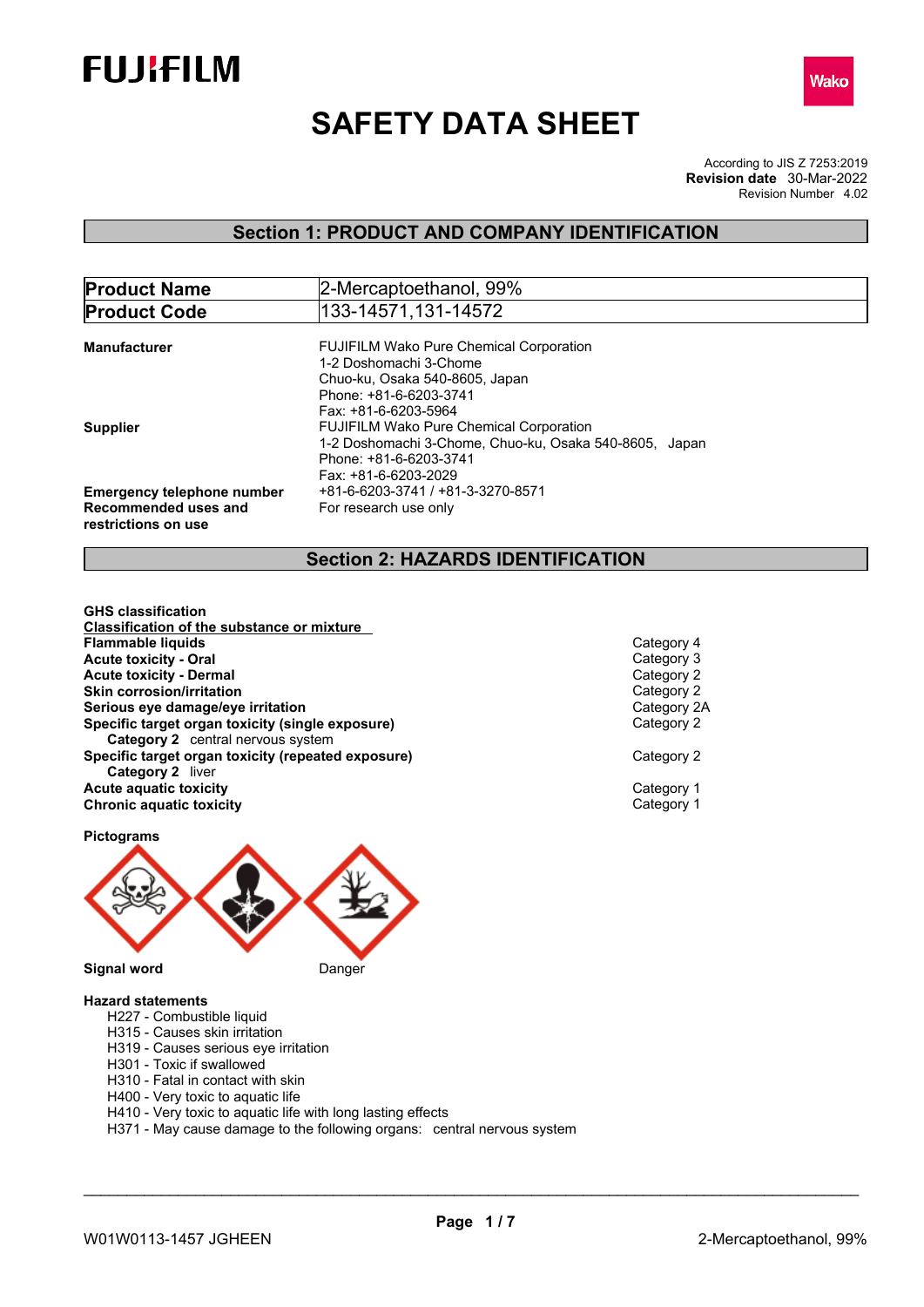FUJIFILM

Wako

# SAFETY DATA SHEET

According to JIS Z 7253:2019
**Revision date** 30-Mar-2022
Revision Number 4.02

## Section 1: PRODUCT AND COMPANY IDENTIFICATION

| **Product Name** | 2-Mercaptoethanol, 99% |
|---|---|
| **Product Code** | 133-14571,131-14572 |

**Manufacturer**
FUJIFILM Wako Pure Chemical Corporation
1-2 Doshomachi 3-Chome
Chuo-ku, Osaka 540-8605, Japan
Phone: +81-6-6203-3741
Fax: +81-6-6203-5964

**Supplier**
FUJIFILM Wako Pure Chemical Corporation
1-2 Doshomachi 3-Chome, Chuo-ku, Osaka 540-8605, Japan
Phone: +81-6-6203-3741
Fax: +81-6-6203-2029

**Emergency telephone number** +81-6-6203-3741 / +81-3-3270-8571

**Recommended uses and restrictions on use** For research use only

## Section 2: HAZARDS IDENTIFICATION

**GHS classification**

**Classification of the substance or mixture**

| | |
|---|---|
| **Flammable liquids** | Category 4 |
| **Acute toxicity - Oral** | Category 3 |
| **Acute toxicity - Dermal** | Category 2 |
| **Skin corrosion/irritation** | Category 2 |
| **Serious eye damage/eye irritation** | Category 2A |
| **Specific target organ toxicity (single exposure)** | Category 2 |
| **Category 2** central nervous system | |
| **Specific target organ toxicity (repeated exposure)** | Category 2 |
| **Category 2** liver | |
| **Acute aquatic toxicity** | Category 1 |
| **Chronic aquatic toxicity** | Category 1 |

**Pictograms**

**Signal word** Danger

**Hazard statements**

- H227 - Combustible liquid
- H315 - Causes skin irritation
- H319 - Causes serious eye irritation
- H301 - Toxic if swallowed
- H310 - Fatal in contact with skin
- H400 - Very toxic to aquatic life
- H410 - Very toxic to aquatic life with long lasting effects
- H371 - May cause damage to the following organs: central nervous system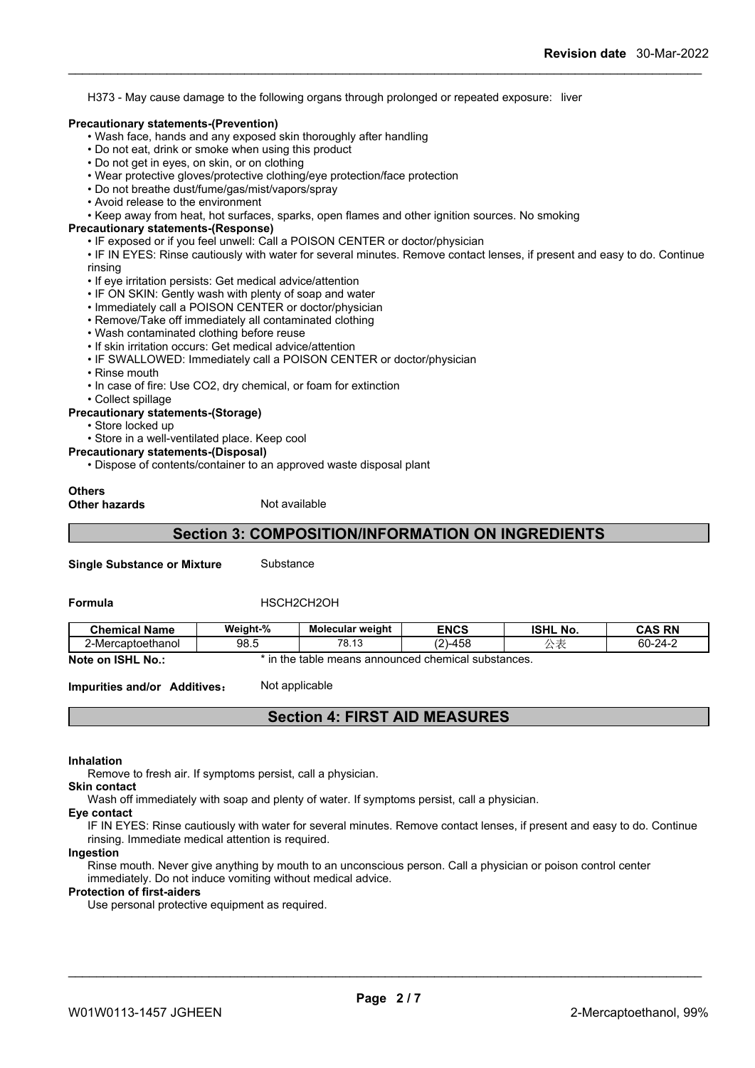H373 - May cause damage to the following organs through prolonged or repeated exposure: liver

**Precautionary statements-(Prevention)**

- Wash face, hands and any exposed skin thoroughly after handling
- Do not eat, drink or smoke when using this product
- Do not get in eyes, on skin, or on clothing
- Wear protective gloves/protective clothing/eye protection/face protection
- Do not breathe dust/fume/gas/mist/vapors/spray
- Avoid release to the environment
- Keep away from heat, hot surfaces, sparks, open flames and other ignition sources. No smoking

**Precautionary statements-(Response)**

- IF exposed or if you feel unwell: Call a POISON CENTER or doctor/physician
- IF IN EYES: Rinse cautiously with water for several minutes. Remove contact lenses, if present and easy to do. Continue rinsing
- If eye irritation persists: Get medical advice/attention
- IF ON SKIN: Gently wash with plenty of soap and water
- Immediately call a POISON CENTER or doctor/physician
- Remove/Take off immediately all contaminated clothing
- Wash contaminated clothing before reuse
- If skin irritation occurs: Get medical advice/attention
- IF SWALLOWED: Immediately call a POISON CENTER or doctor/physician
- Rinse mouth
- In case of fire: Use CO2, dry chemical, or foam for extinction
- Collect spillage

**Precautionary statements-(Storage)**

- Store locked up
- Store in a well-ventilated place. Keep cool

**Precautionary statements-(Disposal)**

- Dispose of contents/container to an approved waste disposal plant

**Others**

**Other hazards** Not available

## Section 3: COMPOSITION/INFORMATION ON INGREDIENTS

**Single Substance or Mixture** Substance

**Formula** HSCH2CH2OH

| Chemical Name | Weight-% | Molecular weight | ENCS | ISHL No. | CAS RN |
|---|---|---|---|---|---|
| 2-Mercaptoethanol | 98.5 | 78.13 | (2)-458 | 公表 | 60-24-2 |

**Note on ISHL No.:** * in the table means announced chemical substances.

**Impurities and/or Additives：** Not applicable

## Section 4: FIRST AID MEASURES

**Inhalation**

Remove to fresh air. If symptoms persist, call a physician.

**Skin contact**

Wash off immediately with soap and plenty of water. If symptoms persist, call a physician.

**Eye contact**

IF IN EYES: Rinse cautiously with water for several minutes. Remove contact lenses, if present and easy to do. Continue rinsing. Immediate medical attention is required.

**Ingestion**

Rinse mouth. Never give anything by mouth to an unconscious person. Call a physician or poison control center immediately. Do not induce vomiting without medical advice.

**Protection of first-aiders**

Use personal protective equipment as required.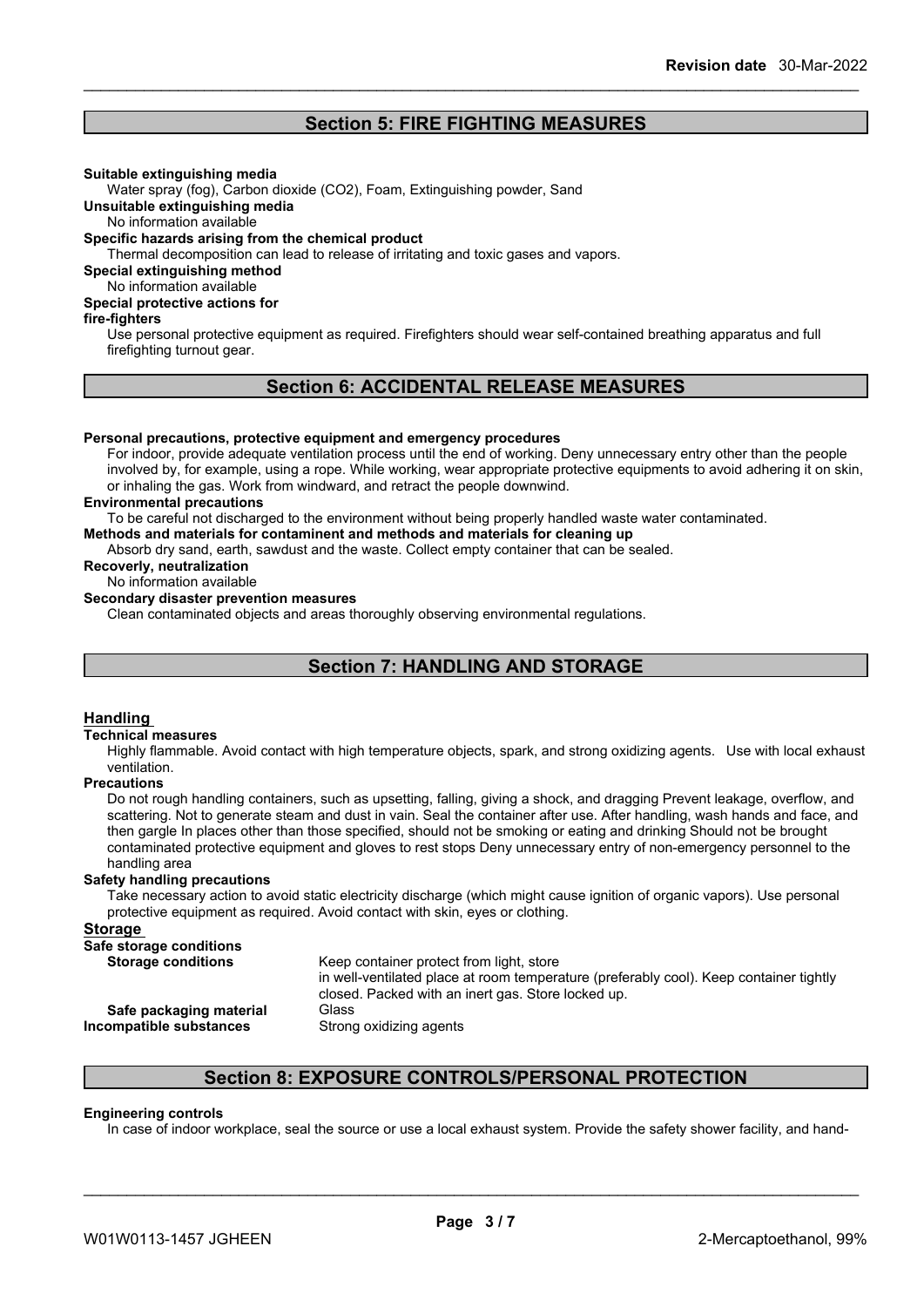## Section 5: FIRE FIGHTING MEASURES

**Suitable extinguishing media**

Water spray (fog), Carbon dioxide (CO2), Foam, Extinguishing powder, Sand

**Unsuitable extinguishing media**

No information available

**Specific hazards arising from the chemical product**

Thermal decomposition can lead to release of irritating and toxic gases and vapors.

**Special extinguishing method**

No information available

**Special protective actions for fire-fighters**

Use personal protective equipment as required. Firefighters should wear self-contained breathing apparatus and full firefighting turnout gear.

## Section 6: ACCIDENTAL RELEASE MEASURES

**Personal precautions, protective equipment and emergency procedures**

For indoor, provide adequate ventilation process until the end of working. Deny unnecessary entry other than the people involved by, for example, using a rope. While working, wear appropriate protective equipments to avoid adhering it on skin, or inhaling the gas. Work from windward, and retract the people downwind.

**Environmental precautions**

To be careful not discharged to the environment without being properly handled waste water contaminated.

**Methods and materials for contaminent and methods and materials for cleaning up**

Absorb dry sand, earth, sawdust and the waste. Collect empty container that can be sealed.

**Recoverly, neutralization**

No information available

**Secondary disaster prevention measures**

Clean contaminated objects and areas thoroughly observing environmental regulations.

## Section 7: HANDLING AND STORAGE

### Handling

**Technical measures**

Highly flammable. Avoid contact with high temperature objects, spark, and strong oxidizing agents. Use with local exhaust ventilation.

**Precautions**

Do not rough handling containers, such as upsetting, falling, giving a shock, and dragging Prevent leakage, overflow, and scattering. Not to generate steam and dust in vain. Seal the container after use. After handling, wash hands and face, and then gargle In places other than those specified, should not be smoking or eating and drinking Should not be brought contaminated protective equipment and gloves to rest stops Deny unnecessary entry of non-emergency personnel to the handling area

**Safety handling precautions**

Take necessary action to avoid static electricity discharge (which might cause ignition of organic vapors). Use personal protective equipment as required. Avoid contact with skin, eyes or clothing.

### Storage

**Safe storage conditions**

**Storage conditions** — Keep container protect from light, store in well-ventilated place at room temperature (preferably cool). Keep container tightly closed. Packed with an inert gas. Store locked up.

**Safe packaging material** — Glass

**Incompatible substances** — Strong oxidizing agents

## Section 8: EXPOSURE CONTROLS/PERSONAL PROTECTION

**Engineering controls**

In case of indoor workplace, seal the source or use a local exhaust system. Provide the safety shower facility, and hand-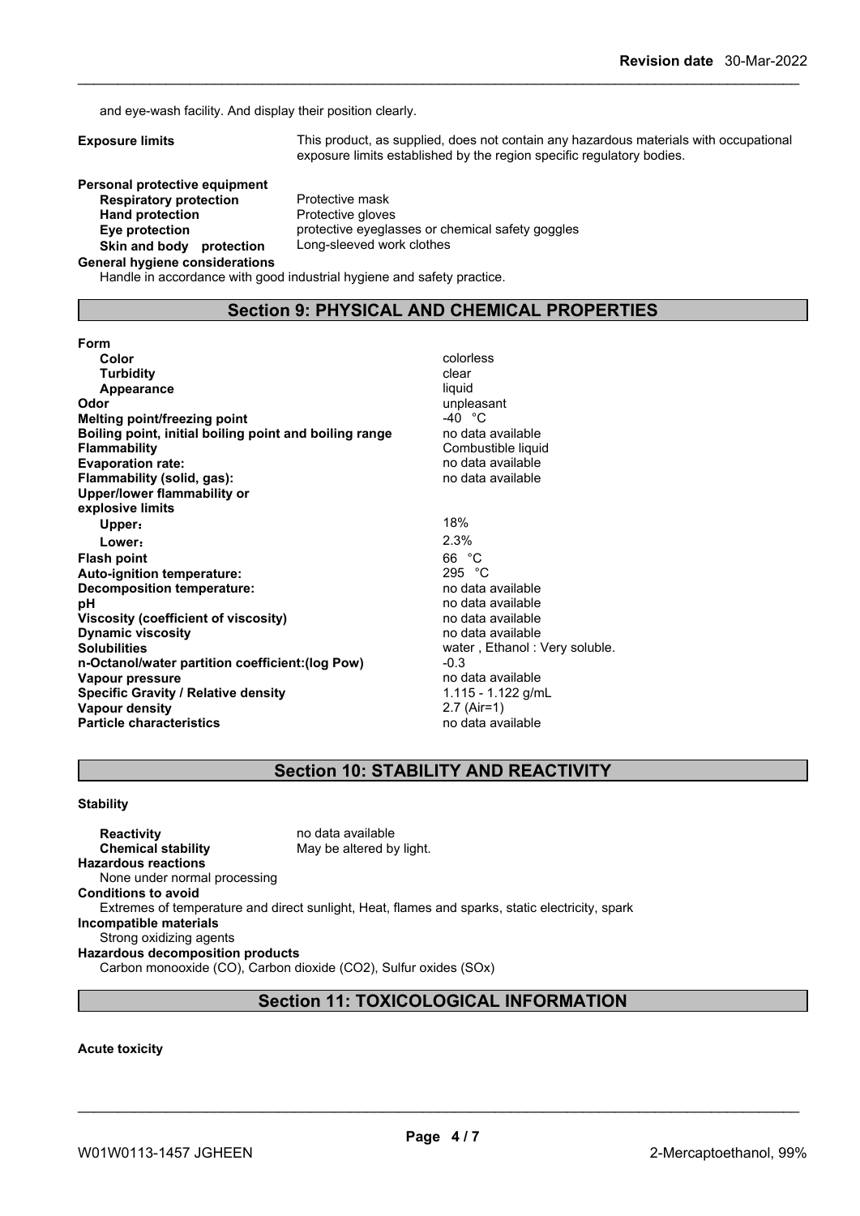and eye-wash facility. And display their position clearly.

**Exposure limits** This product, as supplied, does not contain any hazardous materials with occupational exposure limits established by the region specific regulatory bodies.

**Personal protective equipment**

| | |
|---|---|
| **Respiratory protection** | Protective mask |
| **Hand protection** | Protective gloves |
| **Eye protection** | protective eyeglasses or chemical safety goggles |
| **Skin and body protection** | Long-sleeved work clothes |

**General hygiene considerations**

Handle in accordance with good industrial hygiene and safety practice.

## Section 9: PHYSICAL AND CHEMICAL PROPERTIES

| | |
|---|---|
| **Form** | |
| **Color** | colorless |
| **Turbidity** | clear |
| **Appearance** | liquid |
| **Odor** | unpleasant |
| **Melting point/freezing point** | -40 °C |
| **Boiling point, initial boiling point and boiling range** | no data available |
| **Flammability** | Combustible liquid |
| **Evaporation rate:** | no data available |
| **Flammability (solid, gas):** | no data available |
| **Upper/lower flammability or explosive limits** | |
| **Upper：** | 18% |
| **Lower：** | 2.3% |
| **Flash point** | 66 °C |
| **Auto-ignition temperature:** | 295 °C |
| **Decomposition temperature:** | no data available |
| **pH** | no data available |
| **Viscosity (coefficient of viscosity)** | no data available |
| **Dynamic viscosity** | no data available |
| **Solubilities** | water , Ethanol : Very soluble. |
| **n-Octanol/water partition coefficient:(log Pow)** | -0.3 |
| **Vapour pressure** | no data available |
| **Specific Gravity / Relative density** | 1.115 - 1.122 g/mL |
| **Vapour density** | 2.7 (Air=1) |
| **Particle characteristics** | no data available |

## Section 10: STABILITY AND REACTIVITY

**Stability**

| | |
|---|---|
| **Reactivity** | no data available |
| **Chemical stability** | May be altered by light. |

**Hazardous reactions**

None under normal processing

**Conditions to avoid**

Extremes of temperature and direct sunlight, Heat, flames and sparks, static electricity, spark

**Incompatible materials**

Strong oxidizing agents

**Hazardous decomposition products**

Carbon monooxide (CO), Carbon dioxide ($CO_2$), Sulfur oxides ($SO_x$)

## Section 11: TOXICOLOGICAL INFORMATION

**Acute toxicity**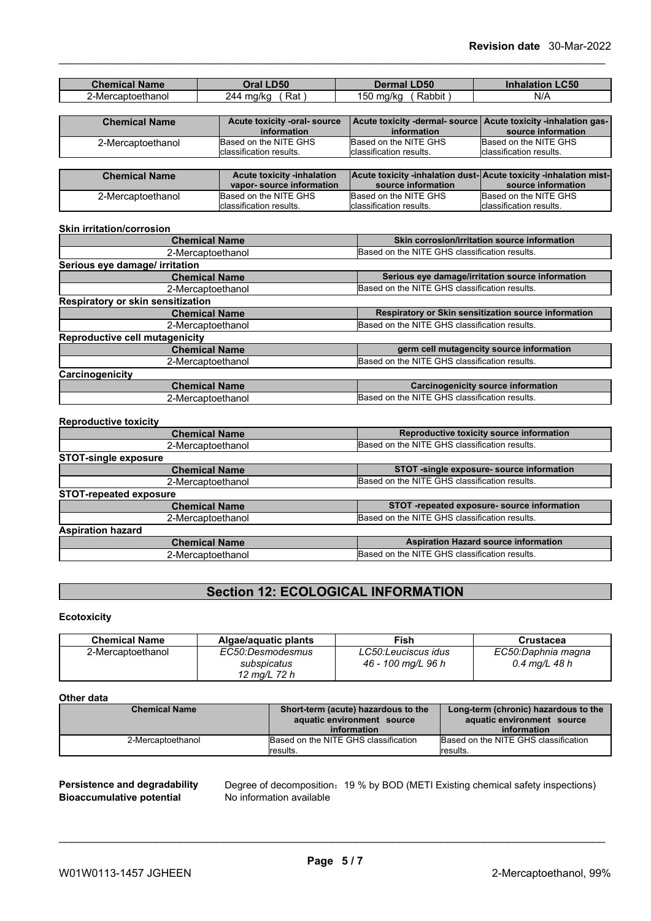| Chemical Name | Oral LD50 | Dermal LD50 | Inhalation LC50 |
| --- | --- | --- | --- |
| 2-Mercaptoethanol | 244 mg/kg ( Rat ) | 150 mg/kg ( Rabbit ) | N/A |

| Chemical Name | Acute toxicity -oral- source information | Acute toxicity -dermal- source information | Acute toxicity -inhalation gas- source information |
| --- | --- | --- | --- |
| 2-Mercaptoethanol | Based on the NITE GHS classification results. | Based on the NITE GHS classification results. | Based on the NITE GHS classification results. |

| Chemical Name | Acute toxicity -inhalation vapor- source information | Acute toxicity -inhalation dust- source information | Acute toxicity -inhalation mist- source information |
| --- | --- | --- | --- |
| 2-Mercaptoethanol | Based on the NITE GHS classification results. | Based on the NITE GHS classification results. | Based on the NITE GHS classification results. |

**Skin irritation/corrosion**

| Chemical Name | Skin corrosion/irritation source information |
| --- | --- |
| 2-Mercaptoethanol | Based on the NITE GHS classification results. |

**Serious eye damage/ irritation**

| Chemical Name | Serious eye damage/irritation source information |
| --- | --- |
| 2-Mercaptoethanol | Based on the NITE GHS classification results. |

**Respiratory or skin sensitization**

| Chemical Name | Respiratory or Skin sensitization source information |
| --- | --- |
| 2-Mercaptoethanol | Based on the NITE GHS classification results. |

**Reproductive cell mutagenicity**

| Chemical Name | germ cell mutagencity source information |
| --- | --- |
| 2-Mercaptoethanol | Based on the NITE GHS classification results. |

**Carcinogenicity**

| Chemical Name | Carcinogenicity source information |
| --- | --- |
| 2-Mercaptoethanol | Based on the NITE GHS classification results. |

**Reproductive toxicity**

| Chemical Name | Reproductive toxicity source information |
| --- | --- |
| 2-Mercaptoethanol | Based on the NITE GHS classification results. |

**STOT-single exposure**

| Chemical Name | STOT -single exposure- source information |
| --- | --- |
| 2-Mercaptoethanol | Based on the NITE GHS classification results. |

**STOT-repeated exposure**

| Chemical Name | STOT -repeated exposure- source information |
| --- | --- |
| 2-Mercaptoethanol | Based on the NITE GHS classification results. |

**Aspiration hazard**

| Chemical Name | Aspiration Hazard source information |
| --- | --- |
| 2-Mercaptoethanol | Based on the NITE GHS classification results. |

## Section 12: ECOLOGICAL INFORMATION

**Ecotoxicity**

| Chemical Name | Algae/aquatic plants | Fish | Crustacea |
| --- | --- | --- | --- |
| 2-Mercaptoethanol | *EC50:Desmodesmus subspicatus 12 mg/L 72 h* | *LC50:Leuciscus idus 46 - 100 mg/L 96 h* | *EC50:Daphnia magna 0.4 mg/L 48 h* |

**Other data**

| Chemical Name | Short-term (acute) hazardous to the aquatic environment source information | Long-term (chronic) hazardous to the aquatic environment source information |
| --- | --- | --- |
| 2-Mercaptoethanol | Based on the NITE GHS classification results. | Based on the NITE GHS classification results. |

**Persistence and degradability** Degree of decomposition：19 % by BOD (METI Existing chemical safety inspections)

**Bioaccumulative potential** No information available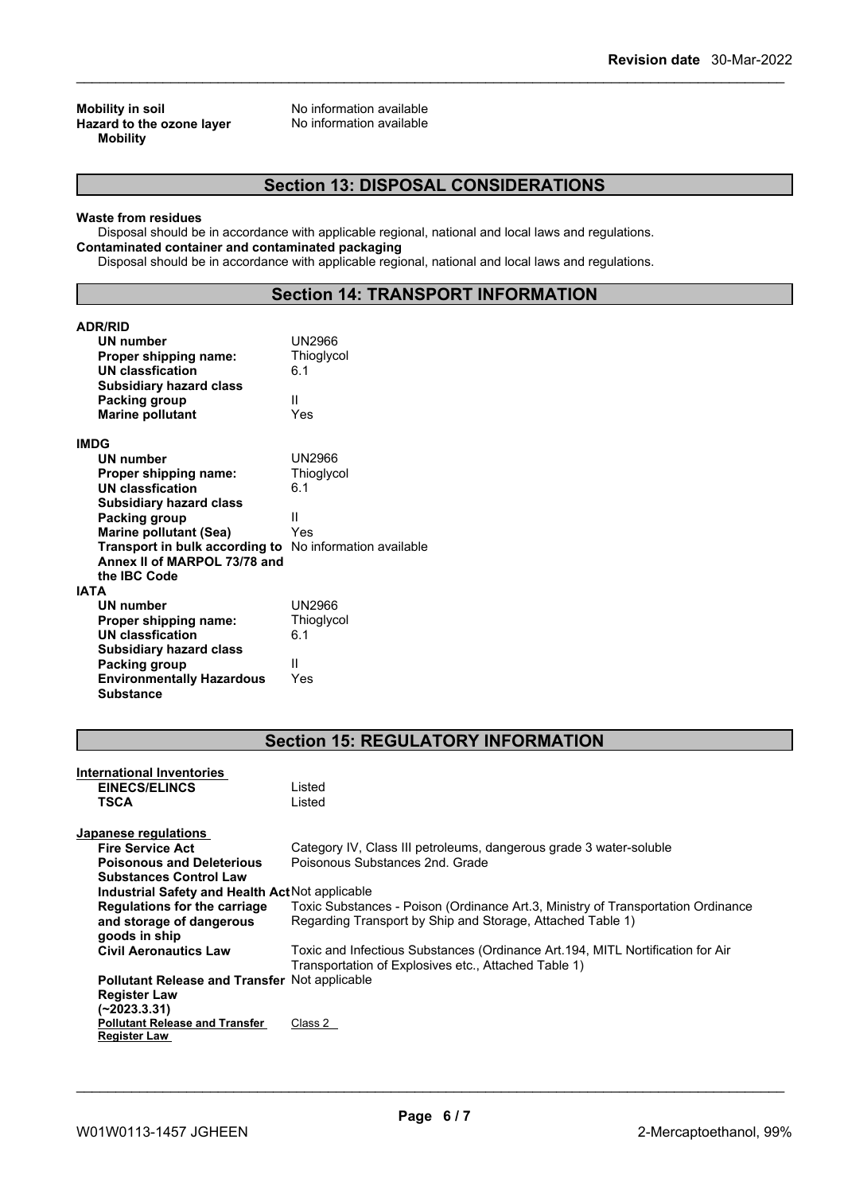**Mobility in soil** No information available
**Hazard to the ozone layer** No information available
**Mobility**

## Section 13: DISPOSAL CONSIDERATIONS

**Waste from residues**
Disposal should be in accordance with applicable regional, national and local laws and regulations.
**Contaminated container and contaminated packaging**
Disposal should be in accordance with applicable regional, national and local laws and regulations.

## Section 14: TRANSPORT INFORMATION

**ADR/RID**

| | |
|---|---|
| **UN number** | UN2966 |
| **Proper shipping name:** | Thioglycol |
| **UN classfication** | 6.1 |
| **Subsidiary hazard class** | |
| **Packing group** | II |
| **Marine pollutant** | Yes |

**IMDG**

| | |
|---|---|
| **UN number** | UN2966 |
| **Proper shipping name:** | Thioglycol |
| **UN classfication** | 6.1 |
| **Subsidiary hazard class** | |
| **Packing group** | II |
| **Marine pollutant (Sea)** | Yes |
| **Transport in bulk according to Annex II of MARPOL 73/78 and the IBC Code** | No information available |

**IATA**

| | |
|---|---|
| **UN number** | UN2966 |
| **Proper shipping name:** | Thioglycol |
| **UN classfication** | 6.1 |
| **Subsidiary hazard class** | |
| **Packing group** | II |
| **Environmentally Hazardous Substance** | Yes |

## Section 15: REGULATORY INFORMATION

**International Inventories**

| | |
|---|---|
| **EINECS/ELINCS** | Listed |
| **TSCA** | Listed |

**Japanese regulations**

| | |
|---|---|
| **Fire Service Act** | Category IV, Class III petroleums, dangerous grade 3 water-soluble |
| **Poisonous and Deleterious Substances Control Law** | Poisonous Substances 2nd. Grade |
| **Industrial Safety and Health Act** | Not applicable |
| **Regulations for the carriage and storage of dangerous goods in ship** | Toxic Substances - Poison (Ordinance Art.3, Ministry of Transportation Ordinance Regarding Transport by Ship and Storage, Attached Table 1) |
| **Civil Aeronautics Law** | Toxic and Infectious Substances (Ordinance Art.194, MITL Nortification for Air Transportation of Explosives etc., Attached Table 1) |
| **Pollutant Release and Transfer Register Law (~2023.3.31)** | Not applicable |
| **Pollutant Release and Transfer Register Law** | Class 2 |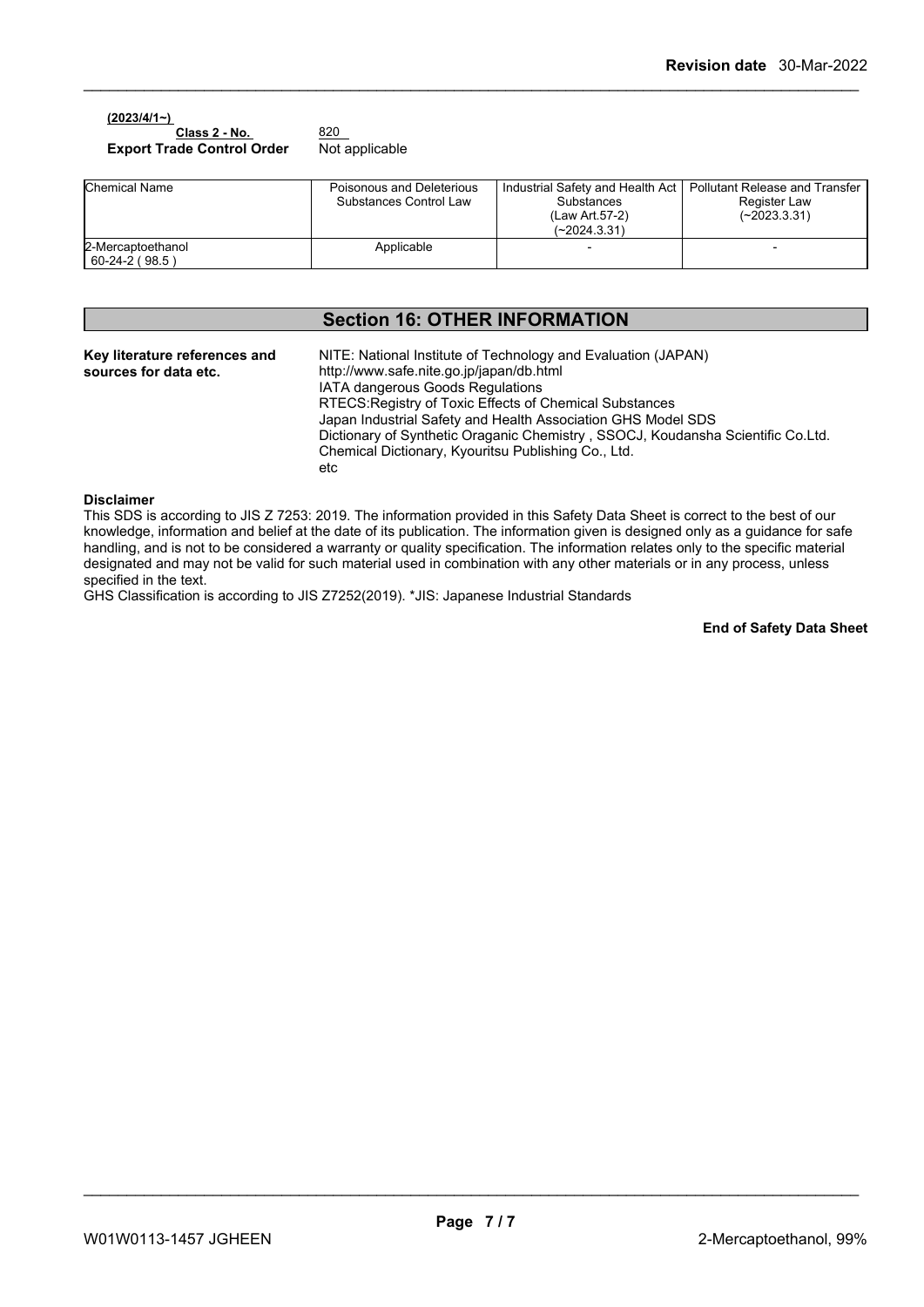**(2023/4/1~)**

**Class 2 - No.** 820

**Export Trade Control Order** Not applicable

| Chemical Name | Poisonous and Deleterious Substances Control Law | Industrial Safety and Health Act Substances (Law Art.57-2) (~2024.3.31) | Pollutant Release and Transfer Register Law (~2023.3.31) |
|---|---|---|---|
| 2-Mercaptoethanol 60-24-2 ( 98.5 ) | Applicable | - | - |

## Section 16: OTHER INFORMATION

**Key literature references and sources for data etc.**

NITE: National Institute of Technology and Evaluation (JAPAN)
http://www.safe.nite.go.jp/japan/db.html
IATA dangerous Goods Regulations
RTECS:Registry of Toxic Effects of Chemical Substances
Japan Industrial Safety and Health Association GHS Model SDS
Dictionary of Synthetic Oraganic Chemistry , SSOCJ, Koudansha Scientific Co.Ltd.
Chemical Dictionary, Kyouritsu Publishing Co., Ltd.
etc

**Disclaimer**

This SDS is according to JIS Z 7253: 2019. The information provided in this Safety Data Sheet is correct to the best of our knowledge, information and belief at the date of its publication. The information given is designed only as a guidance for safe handling, and is not to be considered a warranty or quality specification. The information relates only to the specific material designated and may not be valid for such material used in combination with any other materials or in any process, unless specified in the text.

GHS Classification is according to JIS Z7252(2019). *JIS: Japanese Industrial Standards

**End of Safety Data Sheet**